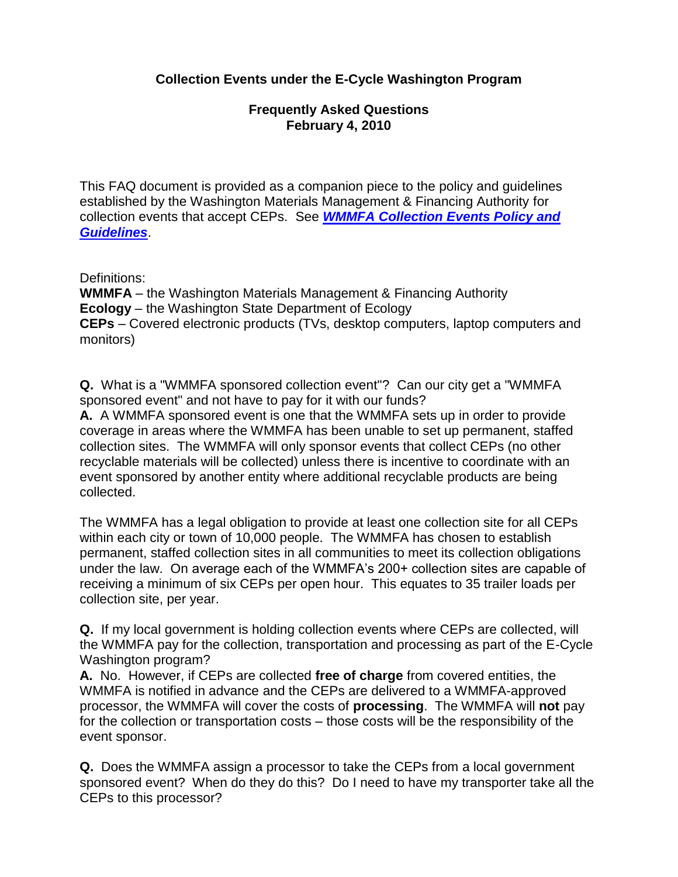**Collection Events under the E-Cycle Washington Program**

**Frequently Asked Questions**
**February 4, 2010**

This FAQ document is provided as a companion piece to the policy and guidelines established by the Washington Materials Management & Financing Authority for collection events that accept CEPs. See ***WMMFA Collection Events Policy and Guidelines***.

Definitions:
**WMMFA** – the Washington Materials Management & Financing Authority
**Ecology** – the Washington State Department of Ecology
**CEPs** – Covered electronic products (TVs, desktop computers, laptop computers and monitors)

**Q.** What is a "WMMFA sponsored collection event"? Can our city get a "WMMFA sponsored event" and not have to pay for it with our funds?
**A.** A WMMFA sponsored event is one that the WMMFA sets up in order to provide coverage in areas where the WMMFA has been unable to set up permanent, staffed collection sites. The WMMFA will only sponsor events that collect CEPs (no other recyclable materials will be collected) unless there is incentive to coordinate with an event sponsored by another entity where additional recyclable products are being collected.

The WMMFA has a legal obligation to provide at least one collection site for all CEPs within each city or town of 10,000 people. The WMMFA has chosen to establish permanent, staffed collection sites in all communities to meet its collection obligations under the law. On average each of the WMMFA's 200+ collection sites are capable of receiving a minimum of six CEPs per open hour. This equates to 35 trailer loads per collection site, per year.

**Q.** If my local government is holding collection events where CEPs are collected, will the WMMFA pay for the collection, transportation and processing as part of the E-Cycle Washington program?
**A.** No. However, if CEPs are collected **free of charge** from covered entities, the WMMFA is notified in advance and the CEPs are delivered to a WMMFA-approved processor, the WMMFA will cover the costs of **processing**. The WMMFA will **not** pay for the collection or transportation costs – those costs will be the responsibility of the event sponsor.

**Q.** Does the WMMFA assign a processor to take the CEPs from a local government sponsored event? When do they do this? Do I need to have my transporter take all the CEPs to this processor?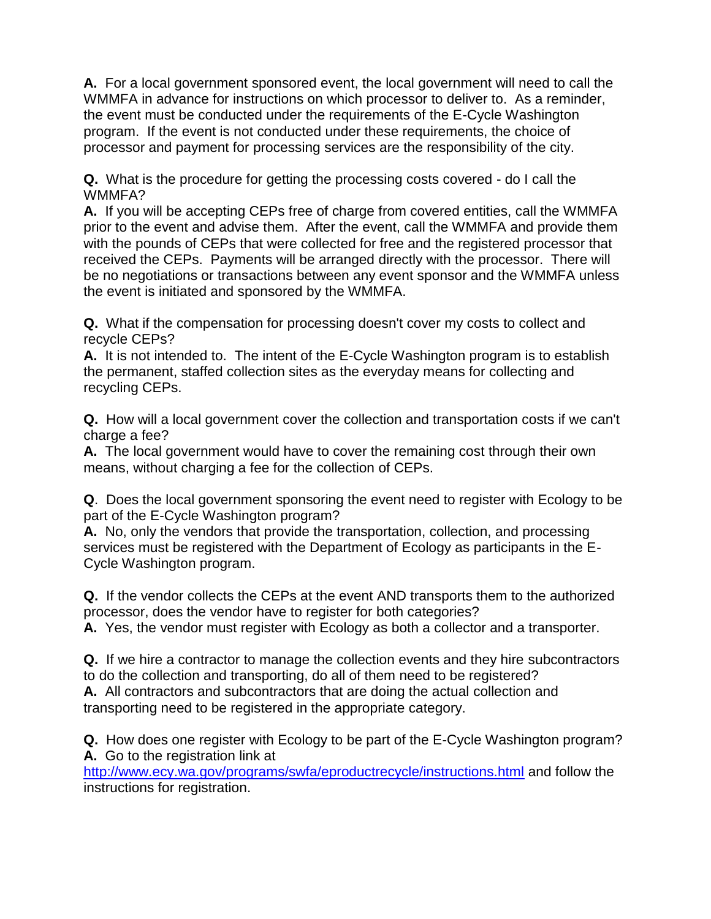**A.** For a local government sponsored event, the local government will need to call the WMMFA in advance for instructions on which processor to deliver to. As a reminder, the event must be conducted under the requirements of the E-Cycle Washington program. If the event is not conducted under these requirements, the choice of processor and payment for processing services are the responsibility of the city.

**Q.** What is the procedure for getting the processing costs covered - do I call the WMMFA?
**A.** If you will be accepting CEPs free of charge from covered entities, call the WMMFA prior to the event and advise them. After the event, call the WMMFA and provide them with the pounds of CEPs that were collected for free and the registered processor that received the CEPs. Payments will be arranged directly with the processor. There will be no negotiations or transactions between any event sponsor and the WMMFA unless the event is initiated and sponsored by the WMMFA.

**Q.** What if the compensation for processing doesn't cover my costs to collect and recycle CEPs?
**A.** It is not intended to. The intent of the E-Cycle Washington program is to establish the permanent, staffed collection sites as the everyday means for collecting and recycling CEPs.

**Q.** How will a local government cover the collection and transportation costs if we can't charge a fee?
**A.** The local government would have to cover the remaining cost through their own means, without charging a fee for the collection of CEPs.

**Q**. Does the local government sponsoring the event need to register with Ecology to be part of the E-Cycle Washington program?
**A.** No, only the vendors that provide the transportation, collection, and processing services must be registered with the Department of Ecology as participants in the E-Cycle Washington program.

**Q.** If the vendor collects the CEPs at the event AND transports them to the authorized processor, does the vendor have to register for both categories?
**A.** Yes, the vendor must register with Ecology as both a collector and a transporter.

**Q.** If we hire a contractor to manage the collection events and they hire subcontractors to do the collection and transporting, do all of them need to be registered?
**A.** All contractors and subcontractors that are doing the actual collection and transporting need to be registered in the appropriate category.

**Q.** How does one register with Ecology to be part of the E-Cycle Washington program?
**A.** Go to the registration link at http://www.ecy.wa.gov/programs/swfa/eproductrecycle/instructions.html and follow the instructions for registration.